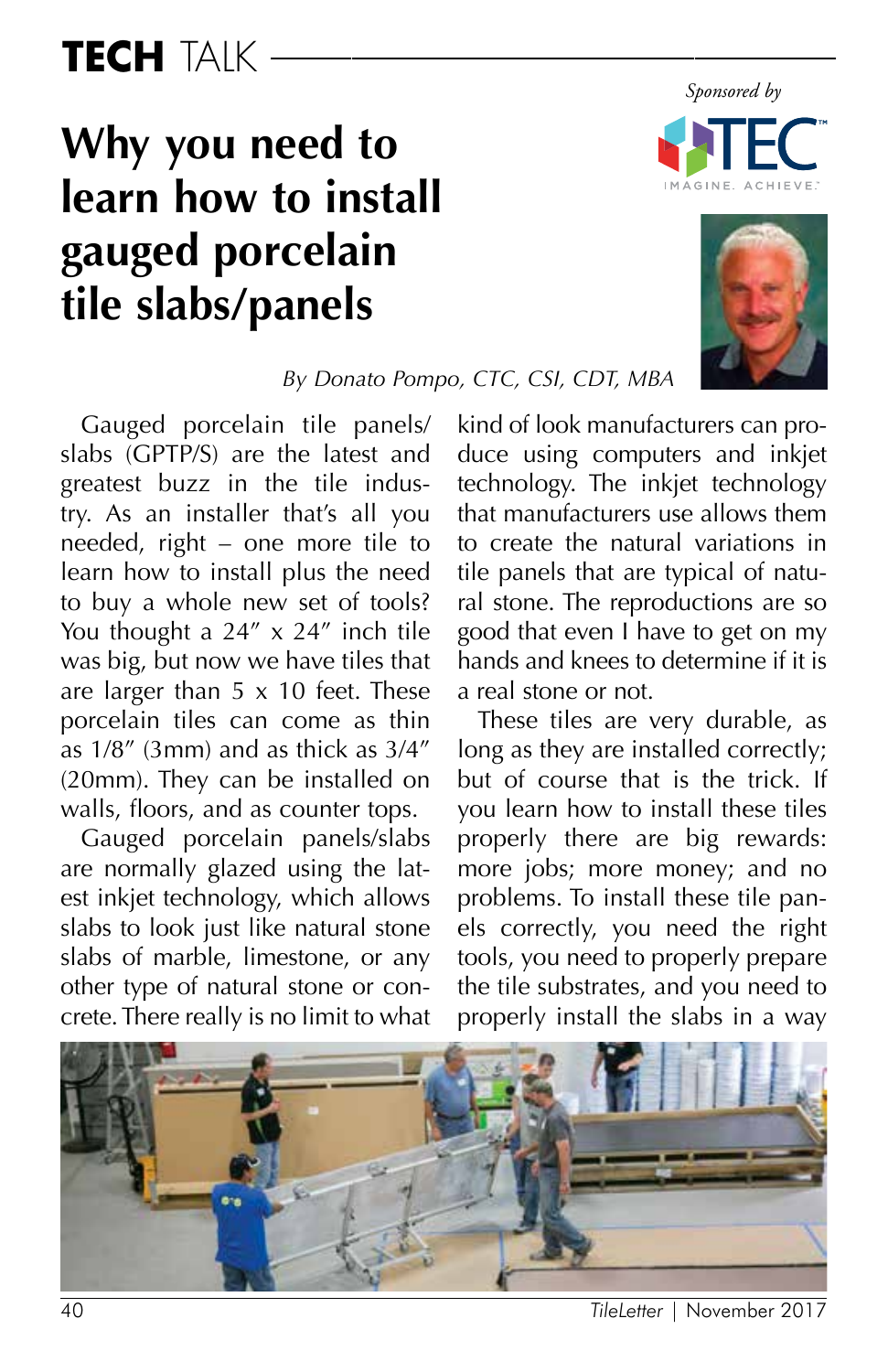# TECH TALK

Sponsored by TEC IMAGINE. ACHIEVE.

# Why you need to learn how to install gauged porcelain tile slabs/panels

*By Donato Pompo, CTC, CSI, CDT, MBA*

Gauged porcelain tile panels/slabs (GPTP/S) are the latest and greatest buzz in the tile industry. As an installer that's all you needed, right – one more tile to learn how to install plus the need to buy a whole new set of tools? You thought a 24″ x 24″ inch tile was big, but now we have tiles that are larger than 5 x 10 feet. These porcelain tiles can come as thin as 1/8″ (3mm) and as thick as 3/4″ (20mm). They can be installed on walls, floors, and as counter tops.

Gauged porcelain panels/slabs are normally glazed using the latest inkjet technology, which allows slabs to look just like natural stone slabs of marble, limestone, or any other type of natural stone or concrete. There really is no limit to what kind of look manufacturers can produce using computers and inkjet technology. The inkjet technology that manufacturers use allows them to create the natural variations in tile panels that are typical of natural stone. The reproductions are so good that even I have to get on my hands and knees to determine if it is a real stone or not.

These tiles are very durable, as long as they are installed correctly; but of course that is the trick. If you learn how to install these tiles properly there are big rewards: more jobs; more money; and no problems. To install these tile panels correctly, you need the right tools, you need to properly prepare the tile substrates, and you need to properly install the slabs in a way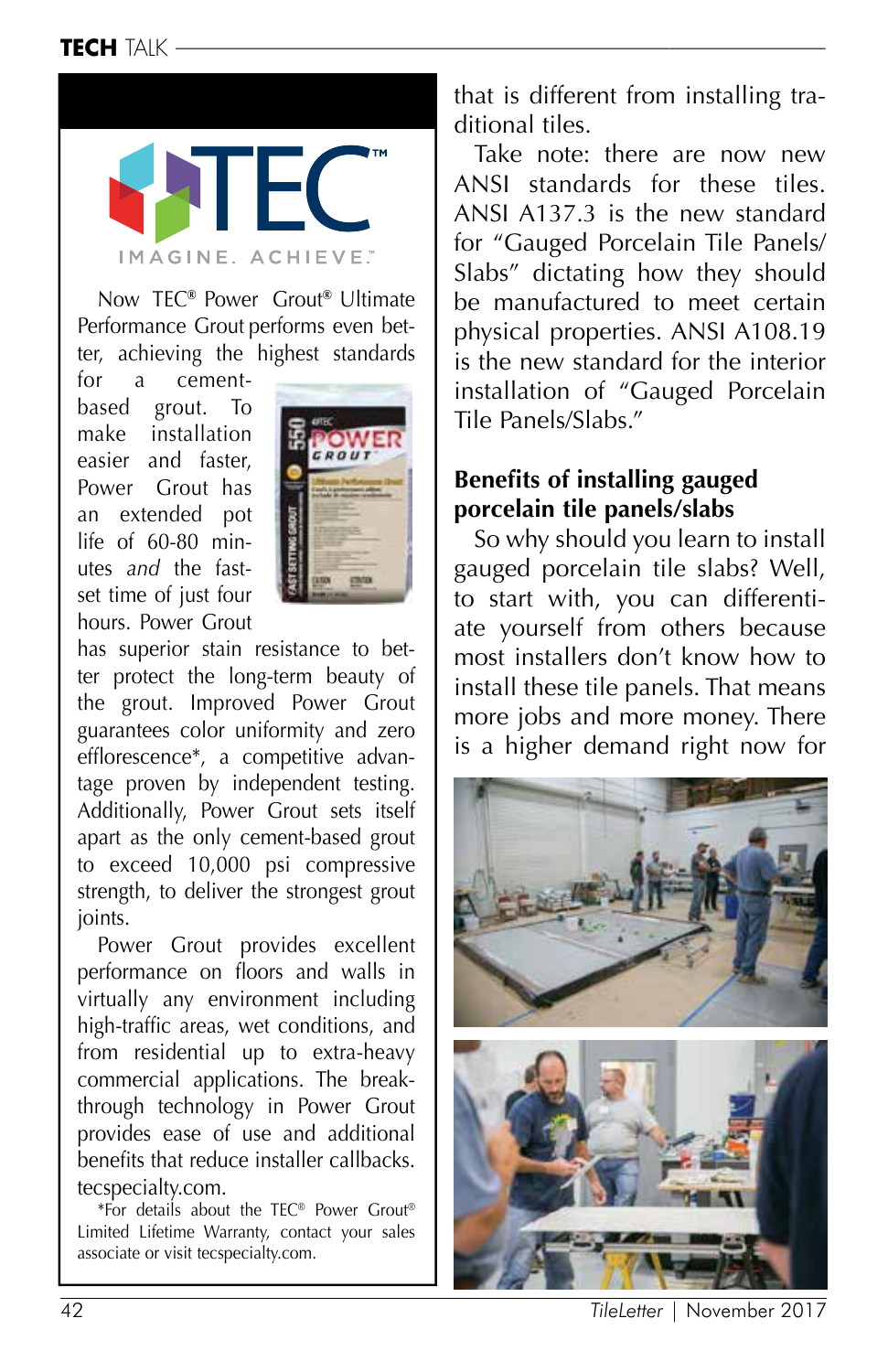TEC™

IMAGINE. ACHIEVE.™

Now TEC® Power Grout® Ultimate Performance Grout performs even better, achieving the highest standards for a cement-based grout. To make installation easier and faster, Power Grout has an extended pot life of 60-80 minutes *and* the fast-set time of just four hours. Power Grout has superior stain resistance to better protect the long-term beauty of the grout. Improved Power Grout guarantees color uniformity and zero efflorescence*, a competitive advantage proven by independent testing. Additionally, Power Grout sets itself apart as the only cement-based grout to exceed 10,000 psi compressive strength, to deliver the strongest grout joints.

Power Grout provides excellent performance on floors and walls in virtually any environment including high-traffic areas, wet conditions, and from residential up to extra-heavy commercial applications. The breakthrough technology in Power Grout provides ease of use and additional benefits that reduce installer callbacks. tecspecialty.com.

*For details about the TEC® Power Grout® Limited Lifetime Warranty, contact your sales associate or visit tecspecialty.com.

that is different from installing traditional tiles.

Take note: there are now new ANSI standards for these tiles. ANSI A137.3 is the new standard for "Gauged Porcelain Tile Panels/Slabs" dictating how they should be manufactured to meet certain physical properties. ANSI A108.19 is the new standard for the interior installation of "Gauged Porcelain Tile Panels/Slabs."

### Benefits of installing gauged porcelain tile panels/slabs

So why should you learn to install gauged porcelain tile slabs? Well, to start with, you can differentiate yourself from others because most installers don't know how to install these tile panels. That means more jobs and more money. There is a higher demand right now for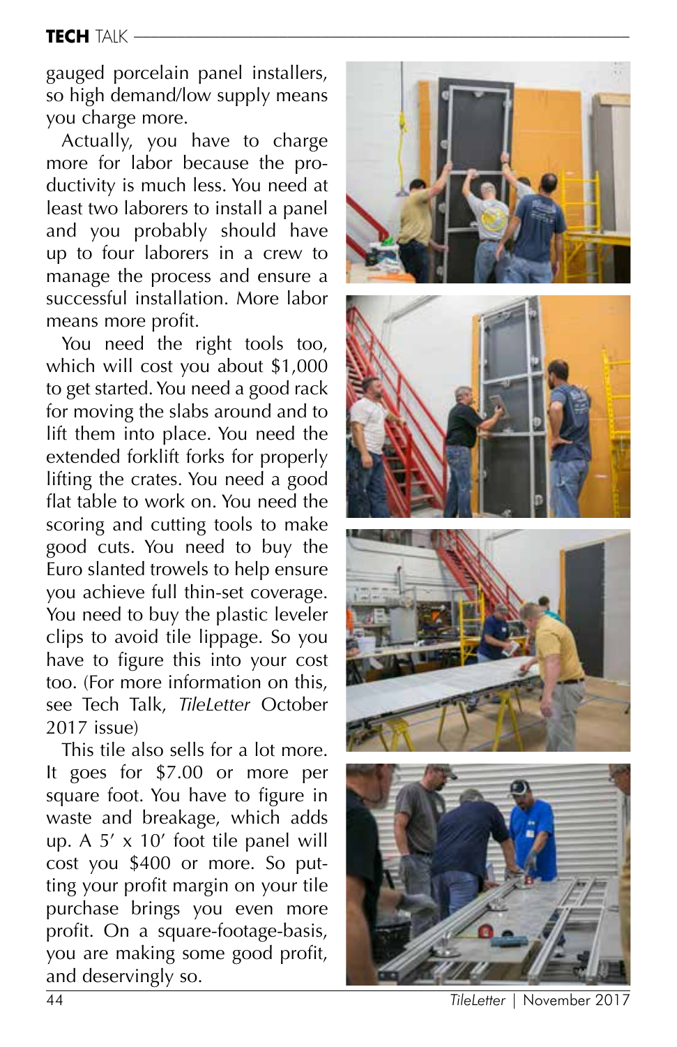gauged porcelain panel installers, so high demand/low supply means you charge more.

Actually, you have to charge more for labor because the productivity is much less. You need at least two laborers to install a panel and you probably should have up to four laborers in a crew to manage the process and ensure a successful installation. More labor means more profit.

You need the right tools too, which will cost you about $1,000 to get started. You need a good rack for moving the slabs around and to lift them into place. You need the extended forklift forks for properly lifting the crates. You need a good flat table to work on. You need the scoring and cutting tools to make good cuts. You need to buy the Euro slanted trowels to help ensure you achieve full thin-set coverage. You need to buy the plastic leveler clips to avoid tile lippage. So you have to figure this into your cost too. (For more information on this, see Tech Talk, *TileLetter* October 2017 issue)

This tile also sells for a lot more. It goes for $7.00 or more per square foot. You have to figure in waste and breakage, which adds up. A 5′ x 10′ foot tile panel will cost you $400 or more. So putting your profit margin on your tile purchase brings you even more profit. On a square-footage-basis, you are making some good profit, and deservingly so.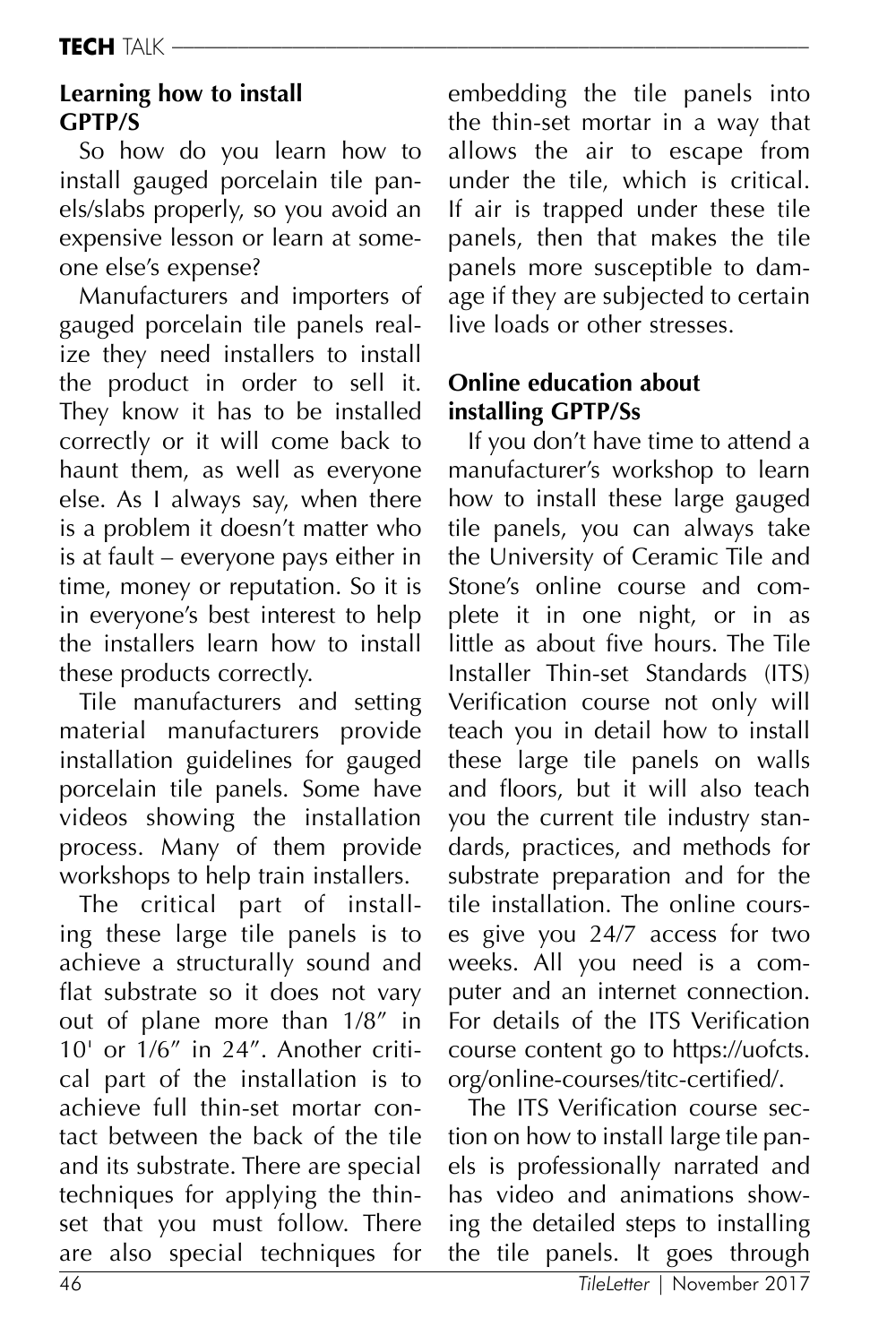### Learning how to install GPTP/S

So how do you learn how to install gauged porcelain tile panels/slabs properly, so you avoid an expensive lesson or learn at someone else's expense?

Manufacturers and importers of gauged porcelain tile panels realize they need installers to install the product in order to sell it. They know it has to be installed correctly or it will come back to haunt them, as well as everyone else. As I always say, when there is a problem it doesn't matter who is at fault – everyone pays either in time, money or reputation. So it is in everyone's best interest to help the installers learn how to install these products correctly.

Tile manufacturers and setting material manufacturers provide installation guidelines for gauged porcelain tile panels. Some have videos showing the installation process. Many of them provide workshops to help train installers.

The critical part of installing these large tile panels is to achieve a structurally sound and flat substrate so it does not vary out of plane more than 1/8″ in 10' or 1/6″ in 24″. Another critical part of the installation is to achieve full thin-set mortar contact between the back of the tile and its substrate. There are special techniques for applying the thin-set that you must follow. There are also special techniques for embedding the tile panels into the thin-set mortar in a way that allows the air to escape from under the tile, which is critical. If air is trapped under these tile panels, then that makes the tile panels more susceptible to damage if they are subjected to certain live loads or other stresses.

### Online education about installing GPTP/Ss

If you don't have time to attend a manufacturer's workshop to learn how to install these large gauged tile panels, you can always take the University of Ceramic Tile and Stone's online course and complete it in one night, or in as little as about five hours. The Tile Installer Thin-set Standards (ITS) Verification course not only will teach you in detail how to install these large tile panels on walls and floors, but it will also teach you the current tile industry standards, practices, and methods for substrate preparation and for the tile installation. The online courses give you 24/7 access for two weeks. All you need is a computer and an internet connection. For details of the ITS Verification course content go to https://uofcts.org/online-courses/titc-certified/.

The ITS Verification course section on how to install large tile panels is professionally narrated and has video and animations showing the detailed steps to installing the tile panels. It goes through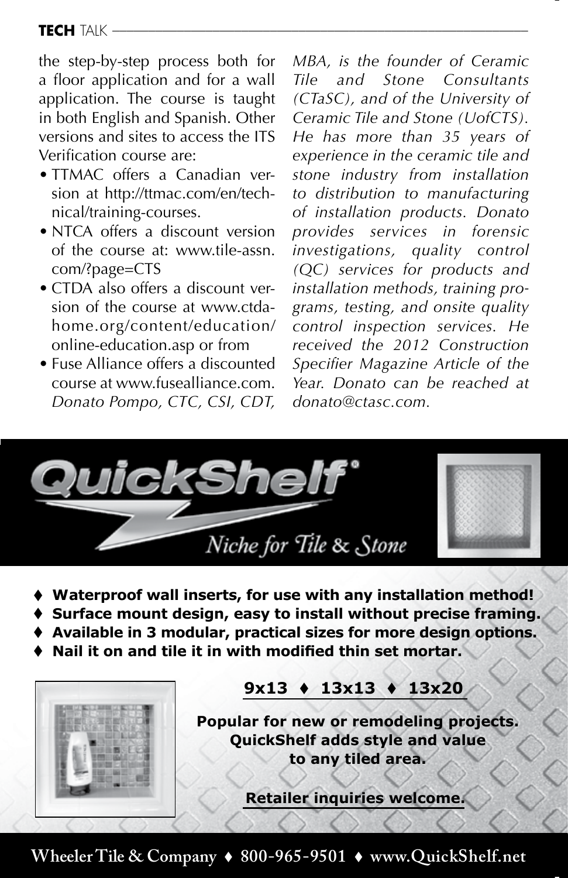the step-by-step process both for a floor application and for a wall application. The course is taught in both English and Spanish. Other versions and sites to access the ITS Verification course are:

- TTMAC offers a Canadian version at http://ttmac.com/en/technical/training-courses.
- NTCA offers a discount version of the course at: www.tile-assn.com/?page=CTS
- CTDA also offers a discount version of the course at www.ctdahome.org/content/education/online-education.asp or from
- Fuse Alliance offers a discounted course at www.fusealliance.com.

*Donato Pompo, CTC, CSI, CDT, MBA, is the founder of Ceramic Tile and Stone Consultants (CTaSC), and of the University of Ceramic Tile and Stone (UofCTS). He has more than 35 years of experience in the ceramic tile and stone industry from installation to distribution to manufacturing of installation products. Donato provides services in forensic investigations, quality control (QC) services for products and installation methods, training programs, testing, and onsite quality control inspection services. He received the 2012 Construction Specifier Magazine Article of the Year. Donato can be reached at donato@ctasc.com.*

QuickShelf®

Niche for Tile & Stone

- **Waterproof wall inserts, for use with any installation method!**
- **Surface mount design, easy to install without precise framing.**
- **Available in 3 modular, practical sizes for more design options.**
- **Nail it on and tile it in with modified thin set mortar.**

**9x13 ♦ 13x13 ♦ 13x20**

**Popular for new or remodeling projects. QuickShelf adds style and value to any tiled area.**

**Retailer inquiries welcome.**

**Wheeler Tile & Company ♦ 800-965-9501 ♦ www.QuickShelf.net**